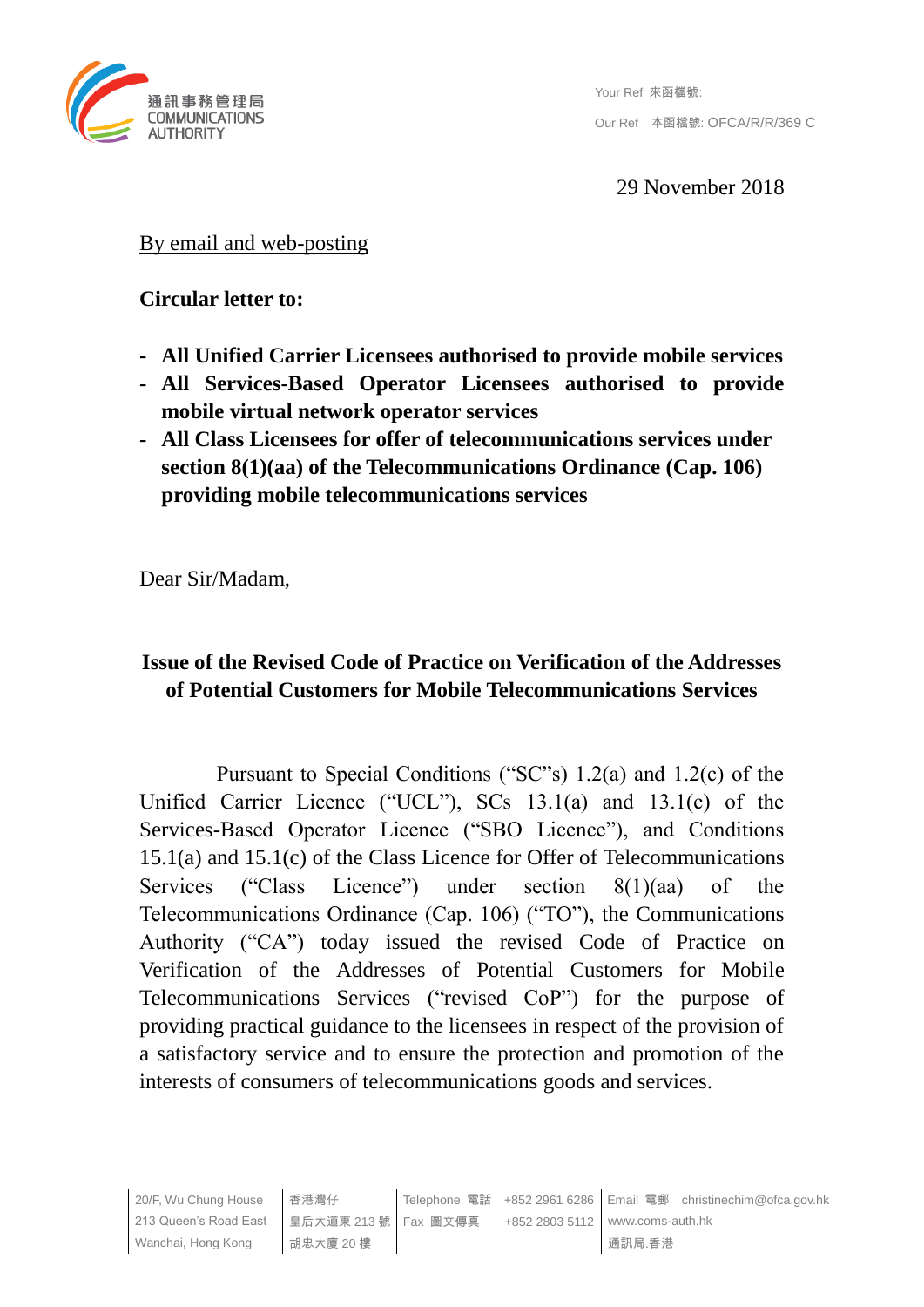通訊事務管理局
COMMUNICATIONS AUTHORITY

Your Ref 來函檔號:

Our Ref 本函檔號: OFCA/R/R/369 C

29 November 2018

By email and web-posting

**Circular letter to:**

- **All Unified Carrier Licensees authorised to provide mobile services**
- **All Services-Based Operator Licensees authorised to provide mobile virtual network operator services**
- **All Class Licensees for offer of telecommunications services under section 8(1)(aa) of the Telecommunications Ordinance (Cap. 106) providing mobile telecommunications services**

Dear Sir/Madam,

**Issue of the Revised Code of Practice on Verification of the Addresses of Potential Customers for Mobile Telecommunications Services**

Pursuant to Special Conditions ("SC"s) 1.2(a) and 1.2(c) of the Unified Carrier Licence ("UCL"), SCs 13.1(a) and 13.1(c) of the Services-Based Operator Licence ("SBO Licence"), and Conditions 15.1(a) and 15.1(c) of the Class Licence for Offer of Telecommunications Services ("Class Licence") under section 8(1)(aa) of the Telecommunications Ordinance (Cap. 106) ("TO"), the Communications Authority ("CA") today issued the revised Code of Practice on Verification of the Addresses of Potential Customers for Mobile Telecommunications Services ("revised CoP") for the purpose of providing practical guidance to the licensees in respect of the provision of a satisfactory service and to ensure the protection and promotion of the interests of consumers of telecommunications goods and services.

20/F, Wu Chung House, 213 Queen's Road East, Wanchai, Hong Kong | 香港灣仔皇后大道東 213 號胡忠大廈 20 樓 | Telephone 電話 +852 2961 6286 | Fax 圖文傳真 +852 2803 5112 | Email 電郵 christinechim@ofca.gov.hk | www.coms-auth.hk | 通訊局.香港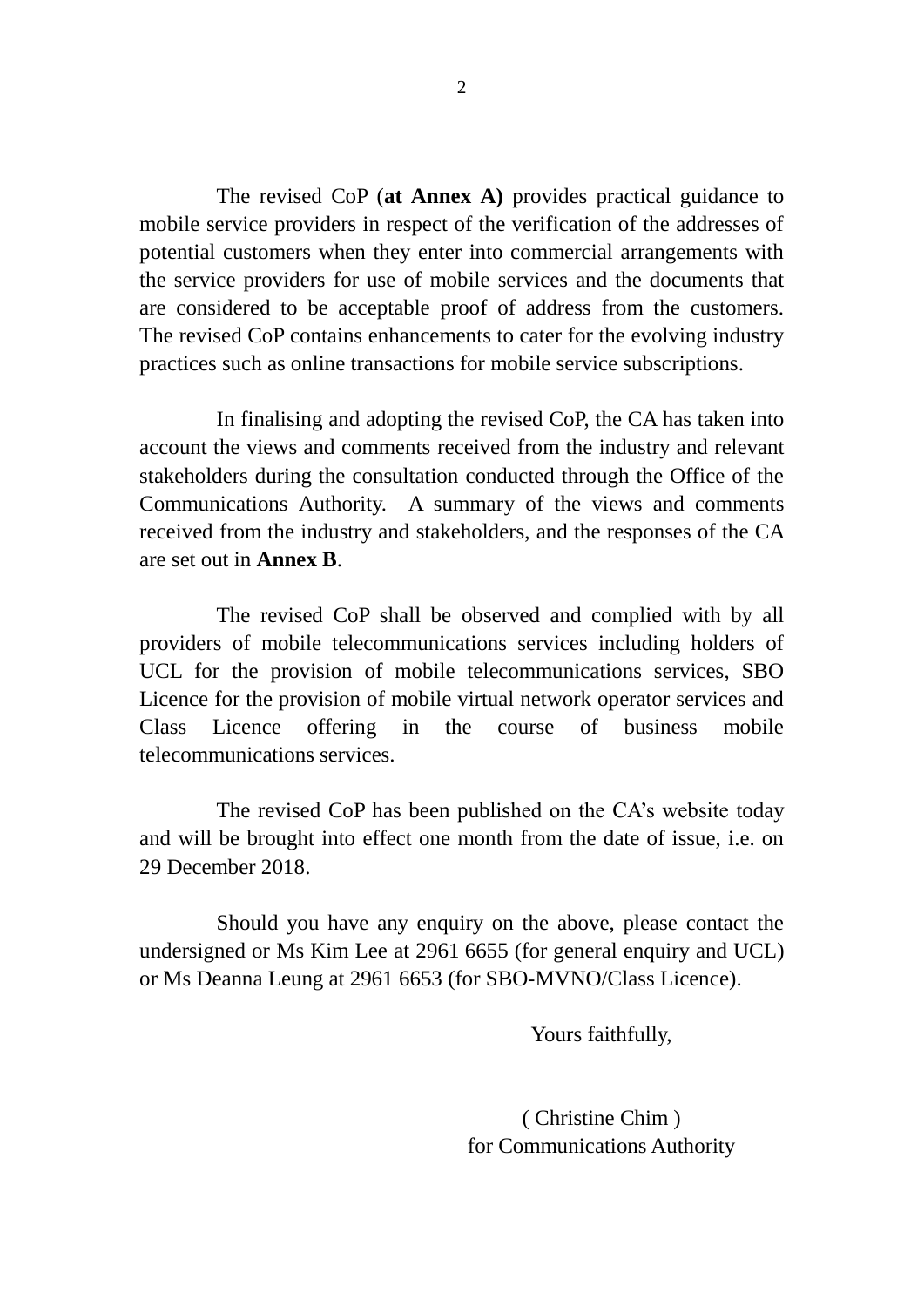The revised CoP (**at Annex A)** provides practical guidance to mobile service providers in respect of the verification of the addresses of potential customers when they enter into commercial arrangements with the service providers for use of mobile services and the documents that are considered to be acceptable proof of address from the customers. The revised CoP contains enhancements to cater for the evolving industry practices such as online transactions for mobile service subscriptions.

In finalising and adopting the revised CoP, the CA has taken into account the views and comments received from the industry and relevant stakeholders during the consultation conducted through the Office of the Communications Authority. A summary of the views and comments received from the industry and stakeholders, and the responses of the CA are set out in **Annex B**.

The revised CoP shall be observed and complied with by all providers of mobile telecommunications services including holders of UCL for the provision of mobile telecommunications services, SBO Licence for the provision of mobile virtual network operator services and Class Licence offering in the course of business mobile telecommunications services.

The revised CoP has been published on the CA's website today and will be brought into effect one month from the date of issue, i.e. on 29 December 2018.

Should you have any enquiry on the above, please contact the undersigned or Ms Kim Lee at 2961 6655 (for general enquiry and UCL) or Ms Deanna Leung at 2961 6653 (for SBO-MVNO/Class Licence).

Yours faithfully,

( Christine Chim )
for Communications Authority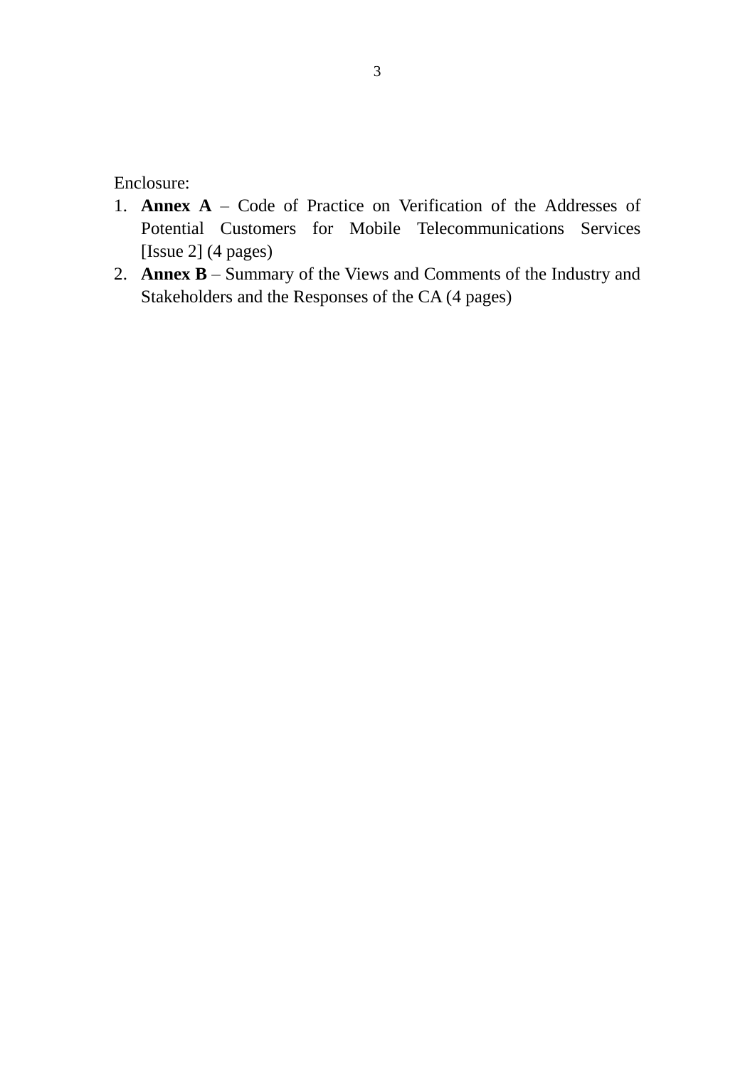Enclosure:

1. **Annex A** – Code of Practice on Verification of the Addresses of Potential Customers for Mobile Telecommunications Services [Issue 2] (4 pages)
2. **Annex B** – Summary of the Views and Comments of the Industry and Stakeholders and the Responses of the CA (4 pages)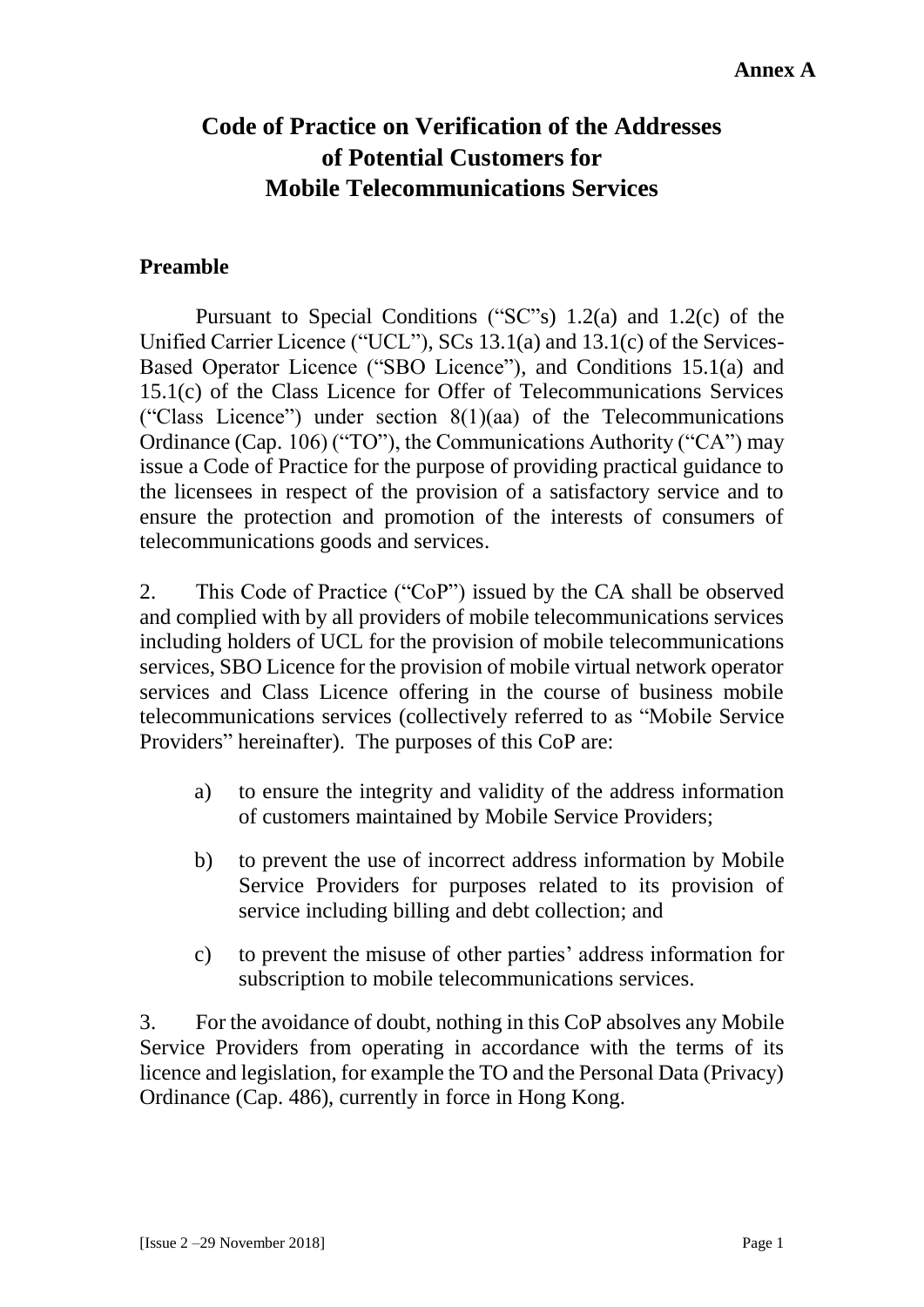**Annex A**

# Code of Practice on Verification of the Addresses of Potential Customers for Mobile Telecommunications Services

## Preamble

Pursuant to Special Conditions ("SC"s) 1.2(a) and 1.2(c) of the Unified Carrier Licence ("UCL"), SCs 13.1(a) and 13.1(c) of the Services-Based Operator Licence ("SBO Licence"), and Conditions 15.1(a) and 15.1(c) of the Class Licence for Offer of Telecommunications Services ("Class Licence") under section 8(1)(aa) of the Telecommunications Ordinance (Cap. 106) ("TO"), the Communications Authority ("CA") may issue a Code of Practice for the purpose of providing practical guidance to the licensees in respect of the provision of a satisfactory service and to ensure the protection and promotion of the interests of consumers of telecommunications goods and services.

2. This Code of Practice ("CoP") issued by the CA shall be observed and complied with by all providers of mobile telecommunications services including holders of UCL for the provision of mobile telecommunications services, SBO Licence for the provision of mobile virtual network operator services and Class Licence offering in the course of business mobile telecommunications services (collectively referred to as "Mobile Service Providers" hereinafter). The purposes of this CoP are:

a) to ensure the integrity and validity of the address information of customers maintained by Mobile Service Providers;

b) to prevent the use of incorrect address information by Mobile Service Providers for purposes related to its provision of service including billing and debt collection; and

c) to prevent the misuse of other parties' address information for subscription to mobile telecommunications services.

3. For the avoidance of doubt, nothing in this CoP absolves any Mobile Service Providers from operating in accordance with the terms of its licence and legislation, for example the TO and the Personal Data (Privacy) Ordinance (Cap. 486), currently in force in Hong Kong.

[Issue 2 –29 November 2018]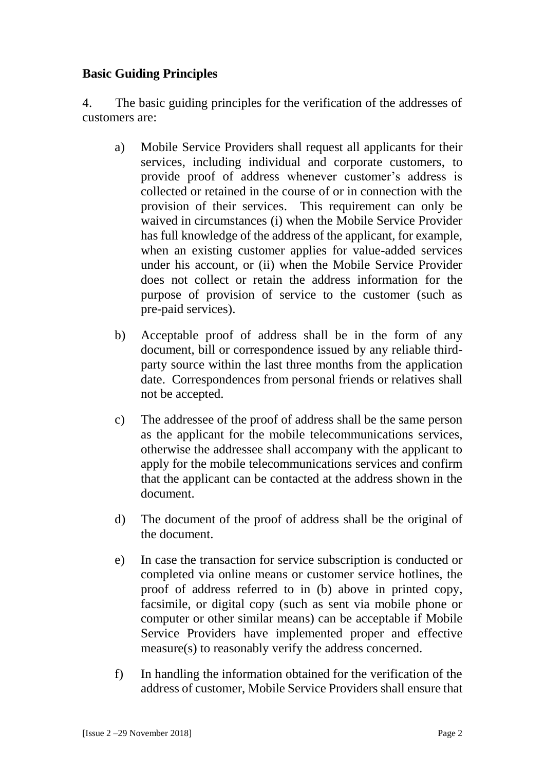## Basic Guiding Principles

4. The basic guiding principles for the verification of the addresses of customers are:

a) Mobile Service Providers shall request all applicants for their services, including individual and corporate customers, to provide proof of address whenever customer's address is collected or retained in the course of or in connection with the provision of their services. This requirement can only be waived in circumstances (i) when the Mobile Service Provider has full knowledge of the address of the applicant, for example, when an existing customer applies for value-added services under his account, or (ii) when the Mobile Service Provider does not collect or retain the address information for the purpose of provision of service to the customer (such as pre-paid services).

b) Acceptable proof of address shall be in the form of any document, bill or correspondence issued by any reliable third-party source within the last three months from the application date. Correspondences from personal friends or relatives shall not be accepted.

c) The addressee of the proof of address shall be the same person as the applicant for the mobile telecommunications services, otherwise the addressee shall accompany with the applicant to apply for the mobile telecommunications services and confirm that the applicant can be contacted at the address shown in the document.

d) The document of the proof of address shall be the original of the document.

e) In case the transaction for service subscription is conducted or completed via online means or customer service hotlines, the proof of address referred to in (b) above in printed copy, facsimile, or digital copy (such as sent via mobile phone or computer or other similar means) can be acceptable if Mobile Service Providers have implemented proper and effective measure(s) to reasonably verify the address concerned.

f) In handling the information obtained for the verification of the address of customer, Mobile Service Providers shall ensure that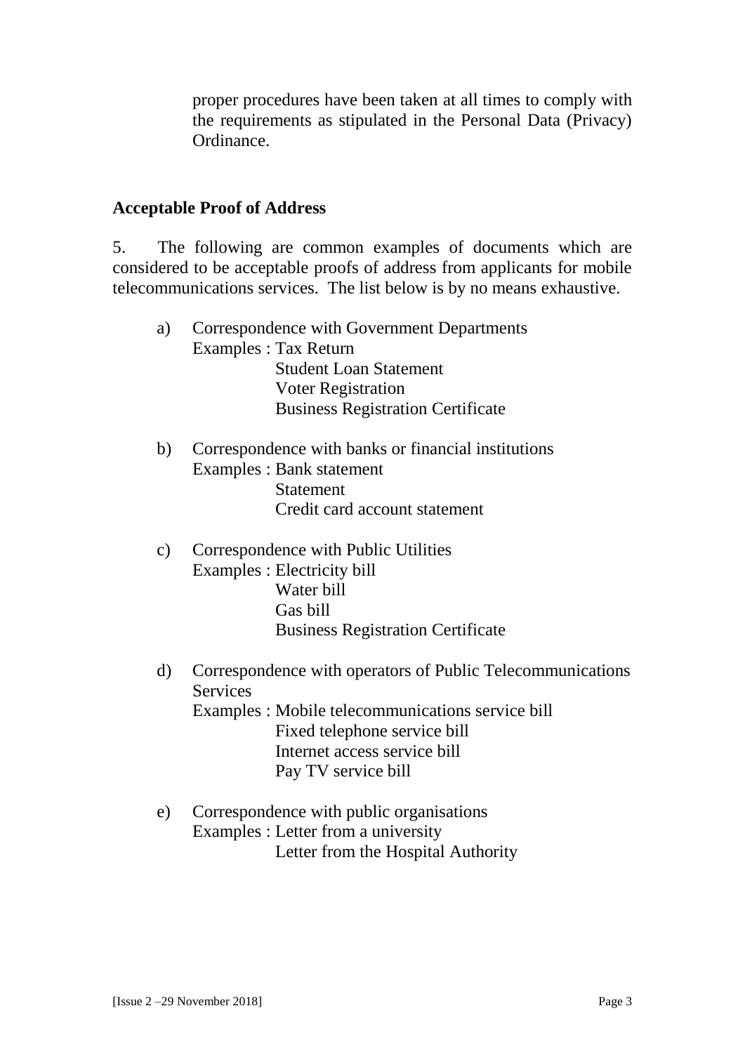proper procedures have been taken at all times to comply with the requirements as stipulated in the Personal Data (Privacy) Ordinance.

## Acceptable Proof of Address

5. The following are common examples of documents which are considered to be acceptable proofs of address from applicants for mobile telecommunications services. The list below is by no means exhaustive.

a) Correspondence with Government Departments
   Examples : Tax Return
   Student Loan Statement
   Voter Registration
   Business Registration Certificate

b) Correspondence with banks or financial institutions
   Examples : Bank statement
   Statement
   Credit card account statement

c) Correspondence with Public Utilities
   Examples : Electricity bill
   Water bill
   Gas bill
   Business Registration Certificate

d) Correspondence with operators of Public Telecommunications Services
   Examples : Mobile telecommunications service bill
   Fixed telephone service bill
   Internet access service bill
   Pay TV service bill

e) Correspondence with public organisations
   Examples : Letter from a university
   Letter from the Hospital Authority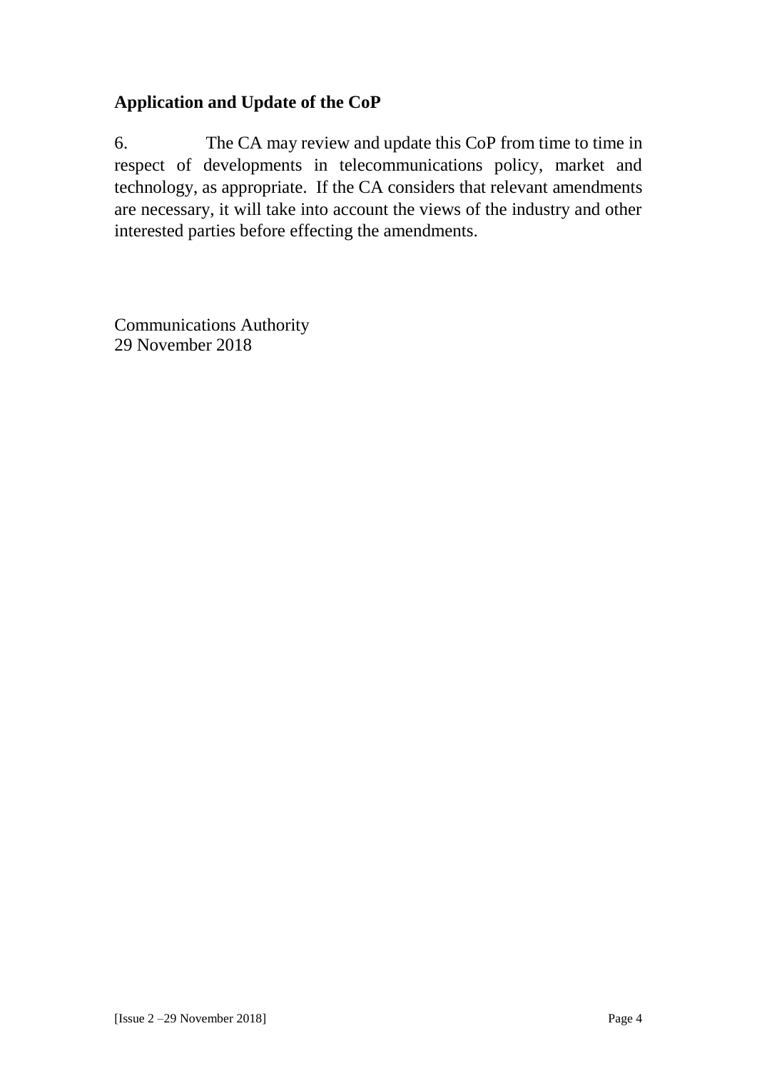## Application and Update of the CoP

6. The CA may review and update this CoP from time to time in respect of developments in telecommunications policy, market and technology, as appropriate. If the CA considers that relevant amendments are necessary, it will take into account the views of the industry and other interested parties before effecting the amendments.

Communications Authority
29 November 2018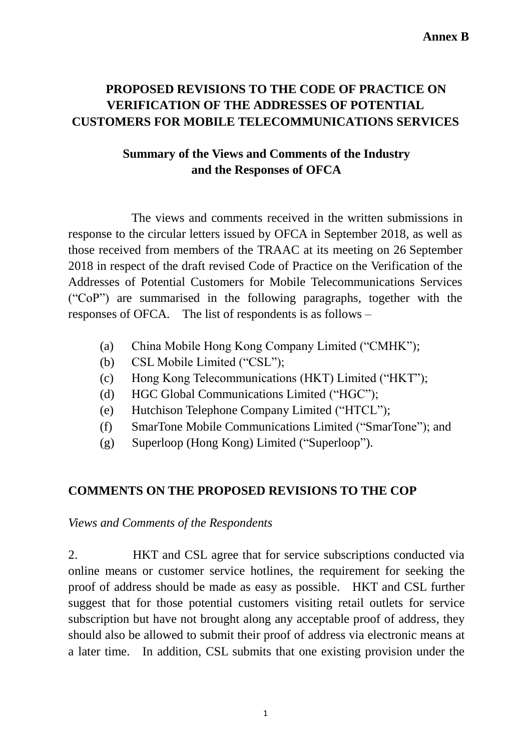**Annex B**

# PROPOSED REVISIONS TO THE CODE OF PRACTICE ON VERIFICATION OF THE ADDRESSES OF POTENTIAL CUSTOMERS FOR MOBILE TELECOMMUNICATIONS SERVICES

## Summary of the Views and Comments of the Industry and the Responses of OFCA

The views and comments received in the written submissions in response to the circular letters issued by OFCA in September 2018, as well as those received from members of the TRAAC at its meeting on 26 September 2018 in respect of the draft revised Code of Practice on the Verification of the Addresses of Potential Customers for Mobile Telecommunications Services ("CoP") are summarised in the following paragraphs, together with the responses of OFCA. The list of respondents is as follows –

(a) China Mobile Hong Kong Company Limited ("CMHK");
(b) CSL Mobile Limited ("CSL");
(c) Hong Kong Telecommunications (HKT) Limited ("HKT");
(d) HGC Global Communications Limited ("HGC");
(e) Hutchison Telephone Company Limited ("HTCL");
(f) SmarTone Mobile Communications Limited ("SmarTone"); and
(g) Superloop (Hong Kong) Limited ("Superloop").

## COMMENTS ON THE PROPOSED REVISIONS TO THE COP

*Views and Comments of the Respondents*

2. HKT and CSL agree that for service subscriptions conducted via online means or customer service hotlines, the requirement for seeking the proof of address should be made as easy as possible. HKT and CSL further suggest that for those potential customers visiting retail outlets for service subscription but have not brought along any acceptable proof of address, they should also be allowed to submit their proof of address via electronic means at a later time. In addition, CSL submits that one existing provision under the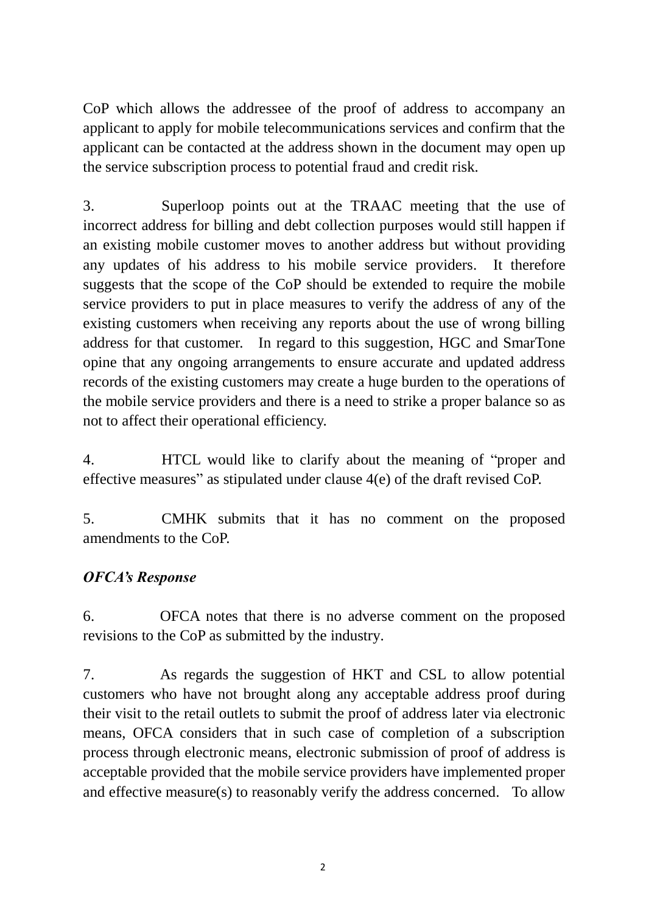CoP which allows the addressee of the proof of address to accompany an applicant to apply for mobile telecommunications services and confirm that the applicant can be contacted at the address shown in the document may open up the service subscription process to potential fraud and credit risk.

3. Superloop points out at the TRAAC meeting that the use of incorrect address for billing and debt collection purposes would still happen if an existing mobile customer moves to another address but without providing any updates of his address to his mobile service providers. It therefore suggests that the scope of the CoP should be extended to require the mobile service providers to put in place measures to verify the address of any of the existing customers when receiving any reports about the use of wrong billing address for that customer. In regard to this suggestion, HGC and SmarTone opine that any ongoing arrangements to ensure accurate and updated address records of the existing customers may create a huge burden to the operations of the mobile service providers and there is a need to strike a proper balance so as not to affect their operational efficiency.

4. HTCL would like to clarify about the meaning of "proper and effective measures" as stipulated under clause 4(e) of the draft revised CoP.

5. CMHK submits that it has no comment on the proposed amendments to the CoP.

***OFCA's Response***

6. OFCA notes that there is no adverse comment on the proposed revisions to the CoP as submitted by the industry.

7. As regards the suggestion of HKT and CSL to allow potential customers who have not brought along any acceptable address proof during their visit to the retail outlets to submit the proof of address later via electronic means, OFCA considers that in such case of completion of a subscription process through electronic means, electronic submission of proof of address is acceptable provided that the mobile service providers have implemented proper and effective measure(s) to reasonably verify the address concerned. To allow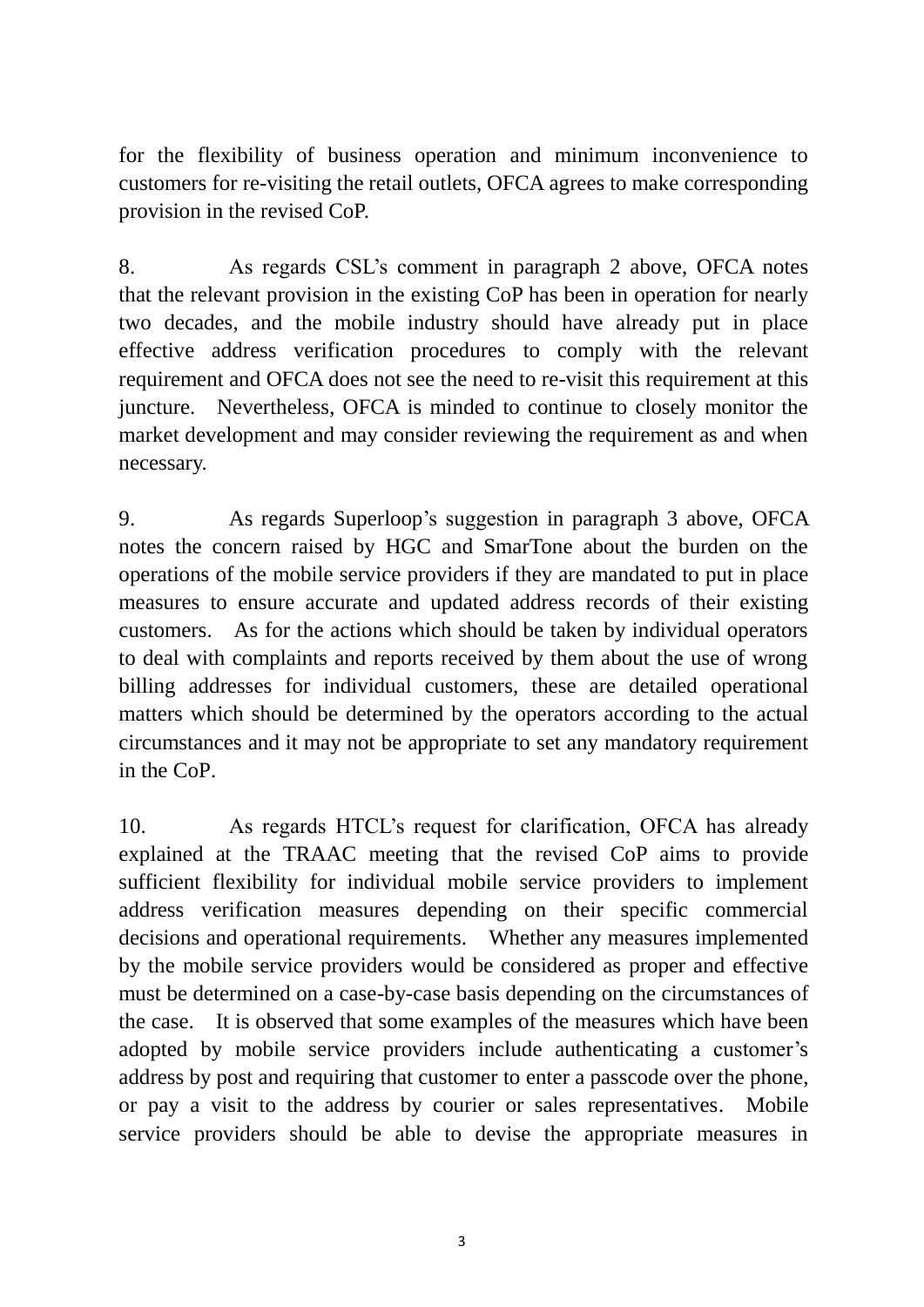for the flexibility of business operation and minimum inconvenience to customers for re-visiting the retail outlets, OFCA agrees to make corresponding provision in the revised CoP.

8. As regards CSL's comment in paragraph 2 above, OFCA notes that the relevant provision in the existing CoP has been in operation for nearly two decades, and the mobile industry should have already put in place effective address verification procedures to comply with the relevant requirement and OFCA does not see the need to re-visit this requirement at this juncture. Nevertheless, OFCA is minded to continue to closely monitor the market development and may consider reviewing the requirement as and when necessary.

9. As regards Superloop's suggestion in paragraph 3 above, OFCA notes the concern raised by HGC and SmarTone about the burden on the operations of the mobile service providers if they are mandated to put in place measures to ensure accurate and updated address records of their existing customers. As for the actions which should be taken by individual operators to deal with complaints and reports received by them about the use of wrong billing addresses for individual customers, these are detailed operational matters which should be determined by the operators according to the actual circumstances and it may not be appropriate to set any mandatory requirement in the CoP.

10. As regards HTCL's request for clarification, OFCA has already explained at the TRAAC meeting that the revised CoP aims to provide sufficient flexibility for individual mobile service providers to implement address verification measures depending on their specific commercial decisions and operational requirements. Whether any measures implemented by the mobile service providers would be considered as proper and effective must be determined on a case-by-case basis depending on the circumstances of the case. It is observed that some examples of the measures which have been adopted by mobile service providers include authenticating a customer's address by post and requiring that customer to enter a passcode over the phone, or pay a visit to the address by courier or sales representatives. Mobile service providers should be able to devise the appropriate measures in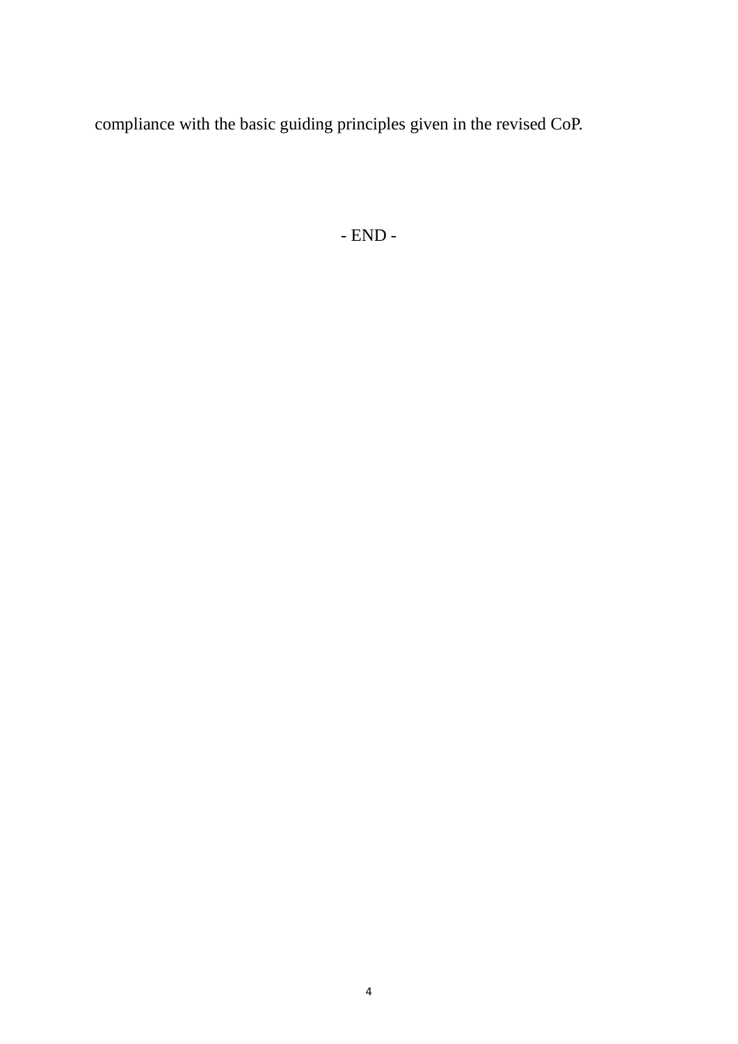compliance with the basic guiding principles given in the revised CoP.

- END -